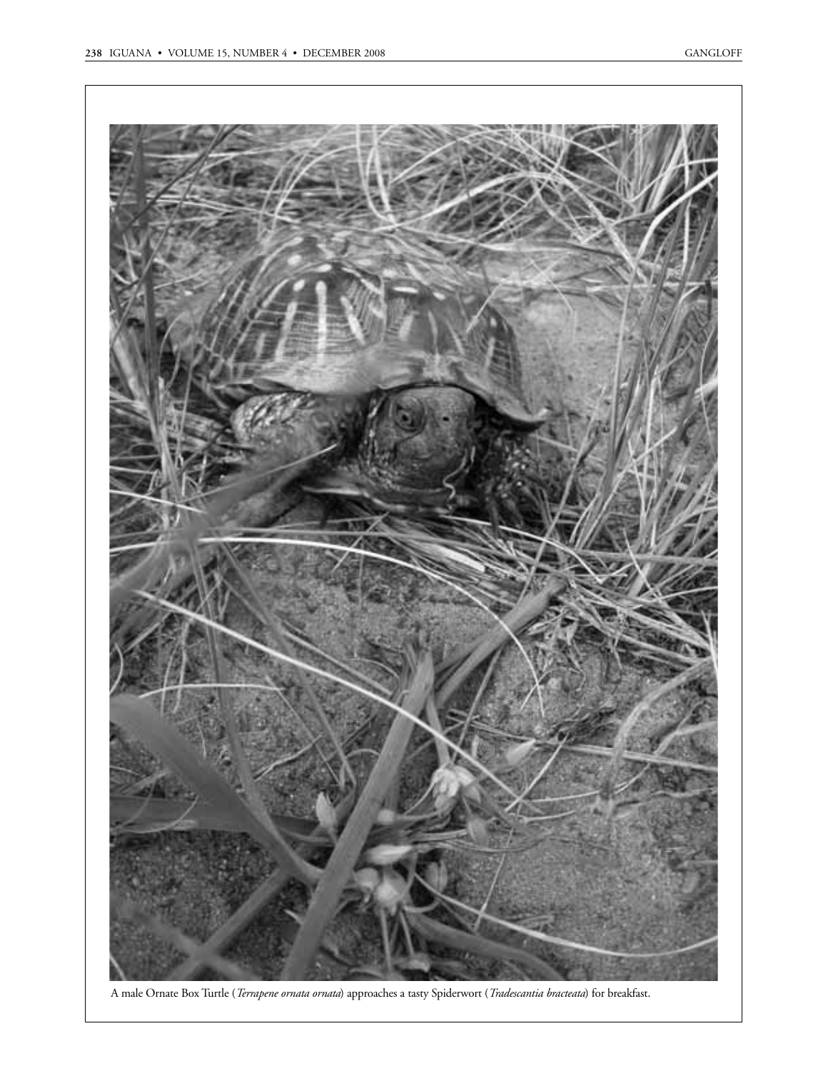A male Ornate Box Turtle (*Terrapene ornata ornata*) approaches a tasty Spiderwort (*Tradescantia bracteata*) for breakfast.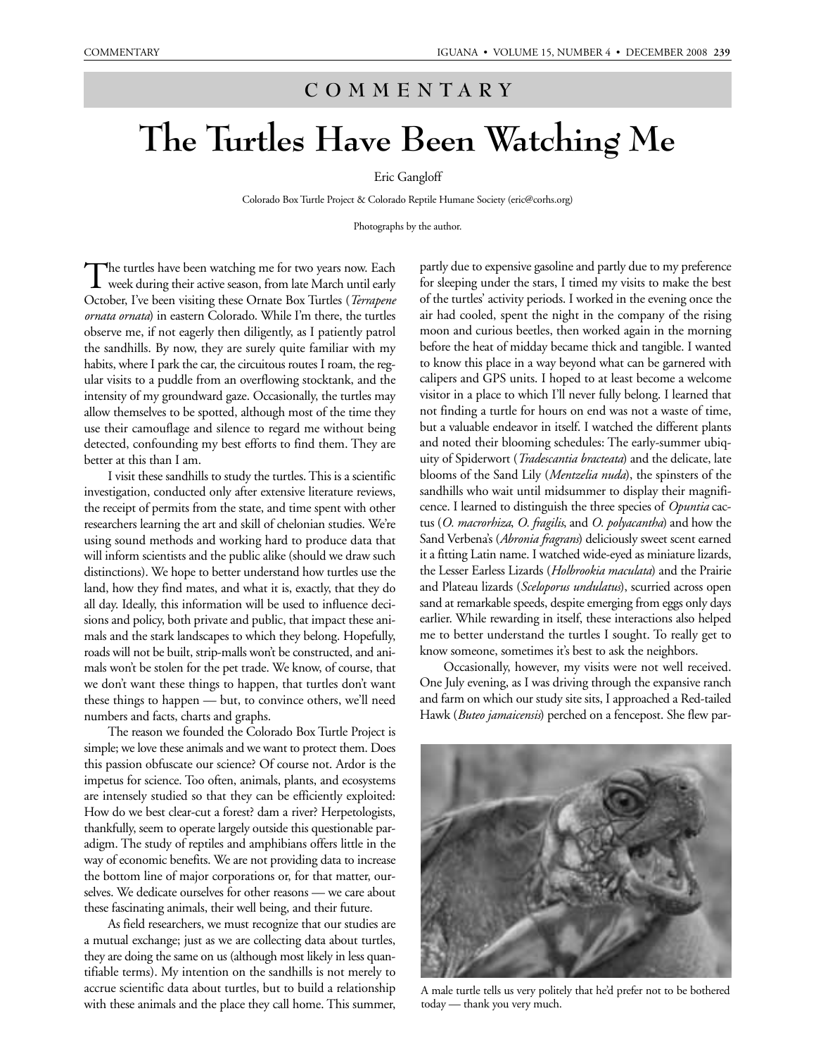# COMMENTARY

# The Turtles Have Been Watching Me

Eric Gangloff

Colorado Box Turtle Project & Colorado Reptile Humane Society (eric@corhs.org)

Photographs by the author.

The turtles have been watching me for two years now. Each week during their active season, from late March until early October, I've been visiting these Ornate Box Turtles (*Terrapene ornata ornata*) in eastern Colorado. While I'm there, the turtles observe me, if not eagerly then diligently, as I patiently patrol the sandhills. By now, they are surely quite familiar with my habits, where I park the car, the circuitous routes I roam, the regular visits to a puddle from an overflowing stocktank, and the intensity of my groundward gaze. Occasionally, the turtles may allow themselves to be spotted, although most of the time they use their camouflage and silence to regard me without being detected, confounding my best efforts to find them. They are better at this than I am.

I visit these sandhills to study the turtles. This is a scientific investigation, conducted only after extensive literature reviews, the receipt of permits from the state, and time spent with other researchers learning the art and skill of chelonian studies. We're using sound methods and working hard to produce data that will inform scientists and the public alike (should we draw such distinctions). We hope to better understand how turtles use the land, how they find mates, and what it is, exactly, that they do all day. Ideally, this information will be used to influence decisions and policy, both private and public, that impact these animals and the stark landscapes to which they belong. Hopefully, roads will not be built, strip-malls won't be constructed, and animals won't be stolen for the pet trade. We know, of course, that we don't want these things to happen, that turtles don't want these things to happen — but, to convince others, we'll need numbers and facts, charts and graphs.

The reason we founded the Colorado Box Turtle Project is simple; we love these animals and we want to protect them. Does this passion obfuscate our science? Of course not. Ardor is the impetus for science. Too often, animals, plants, and ecosystems are intensely studied so that they can be efficiently exploited: How do we best clear-cut a forest? dam a river? Herpetologists, thankfully, seem to operate largely outside this questionable paradigm. The study of reptiles and amphibians offers little in the way of economic benefits. We are not providing data to increase the bottom line of major corporations or, for that matter, ourselves. We dedicate ourselves for other reasons — we care about these fascinating animals, their well being, and their future.

As field researchers, we must recognize that our studies are a mutual exchange; just as we are collecting data about turtles, they are doing the same on us (although most likely in less quantifiable terms). My intention on the sandhills is not merely to accrue scientific data about turtles, but to build a relationship with these animals and the place they call home. This summer, partly due to expensive gasoline and partly due to my preference for sleeping under the stars, I timed my visits to make the best of the turtles' activity periods. I worked in the evening once the air had cooled, spent the night in the company of the rising moon and curious beetles, then worked again in the morning before the heat of midday became thick and tangible. I wanted to know this place in a way beyond what can be garnered with calipers and GPS units. I hoped to at least become a welcome visitor in a place to which I'll never fully belong. I learned that not finding a turtle for hours on end was not a waste of time, but a valuable endeavor in itself. I watched the different plants and noted their blooming schedules: The early-summer ubiquity of Spiderwort (*Tradescantia bracteata*) and the delicate, late blooms of the Sand Lily (*Mentzelia nuda*), the spinsters of the sandhills who wait until midsummer to display their magnificence. I learned to distinguish the three species of *Opuntia* cactus (*O. macrorhiza*, *O. fragilis*, and *O. polyacantha*) and how the Sand Verbena's (*Abronia fragrans*) deliciously sweet scent earned it a fitting Latin name. I watched wide-eyed as miniature lizards, the Lesser Earless Lizards (*Holbrookia maculata*) and the Prairie and Plateau lizards (*Sceloporus undulatus*), scurried across open sand at remarkable speeds, despite emerging from eggs only days earlier. While rewarding in itself, these interactions also helped me to better understand the turtles I sought. To really get to know someone, sometimes it's best to ask the neighbors.

Occasionally, however, my visits were not well received. One July evening, as I was driving through the expansive ranch and farm on which our study site sits, I approached a Red-tailed Hawk (*Buteo jamaicensis*) perched on a fencepost. She flew par-

A male turtle tells us very politely that he'd prefer not to be bothered today — thank you very much.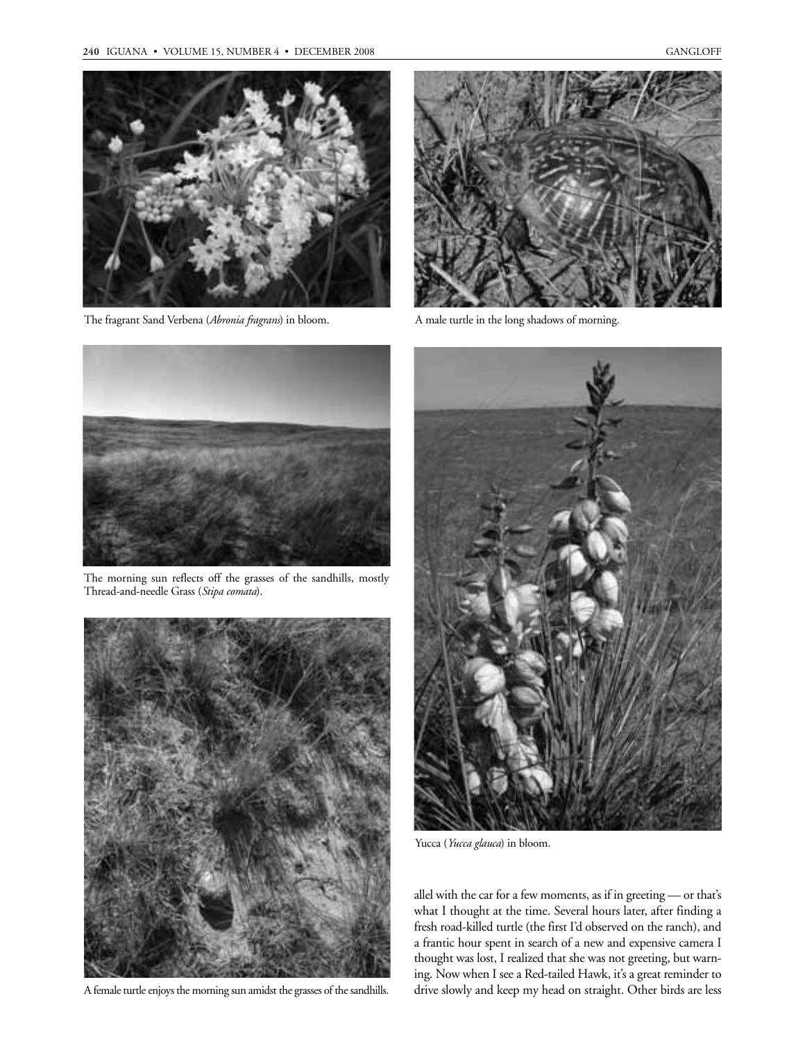The fragrant Sand Verbena (*Abronia fragrans*) in bloom.

A male turtle in the long shadows of morning.

The morning sun reflects off the grasses of the sandhills, mostly Thread-and-needle Grass (*Stipa comata*).

A female turtle enjoys the morning sun amidst the grasses of the sandhills.

Yucca (*Yucca glauca*) in bloom.

allel with the car for a few moments, as if in greeting — or that's what I thought at the time. Several hours later, after finding a fresh road-killed turtle (the first I'd observed on the ranch), and a frantic hour spent in search of a new and expensive camera I thought was lost, I realized that she was not greeting, but warning. Now when I see a Red-tailed Hawk, it's a great reminder to drive slowly and keep my head on straight. Other birds are less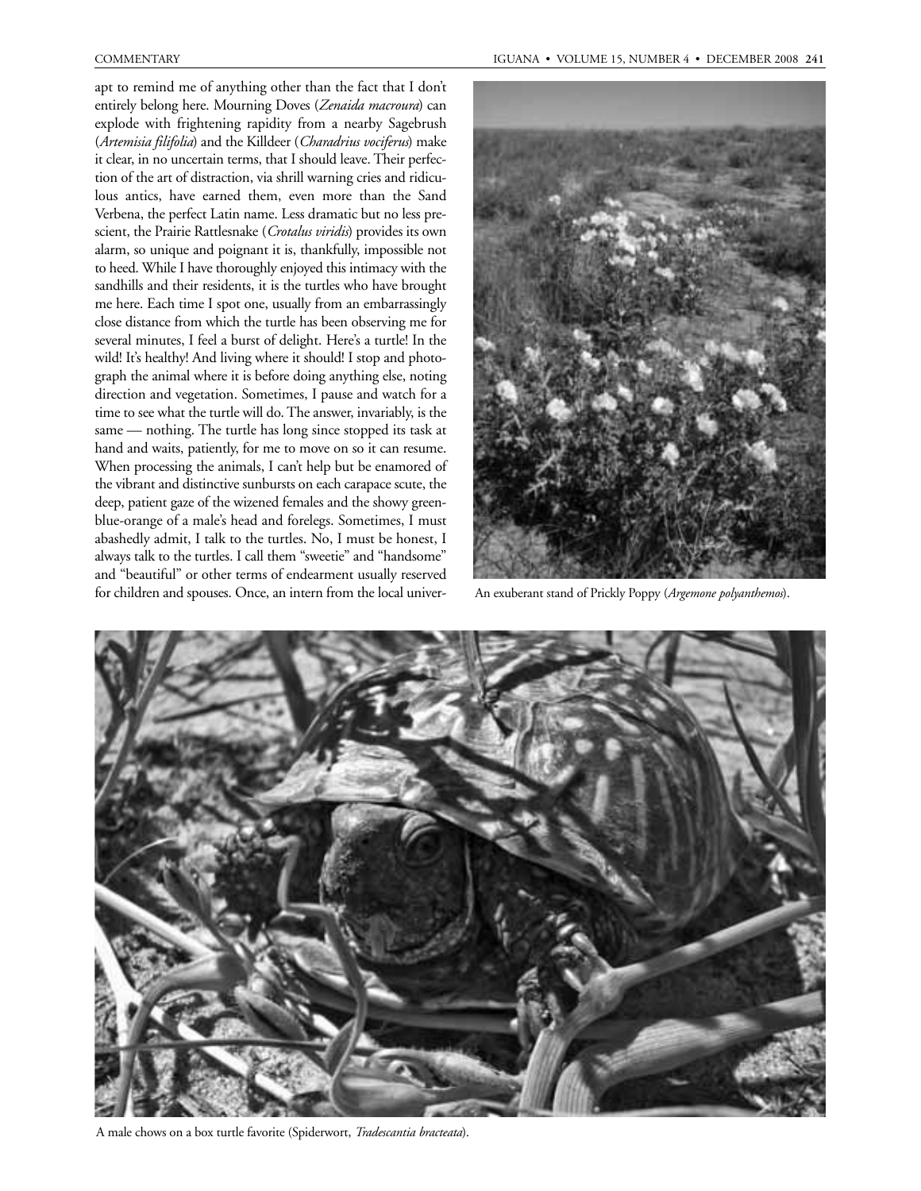apt to remind me of anything other than the fact that I don't entirely belong here. Mourning Doves (*Zenaida macroura*) can explode with frightening rapidity from a nearby Sagebrush (*Artemisia filifolia*) and the Killdeer (*Charadrius vociferus*) make it clear, in no uncertain terms, that I should leave. Their perfection of the art of distraction, via shrill warning cries and ridiculous antics, have earned them, even more than the Sand Verbena, the perfect Latin name. Less dramatic but no less prescient, the Prairie Rattlesnake (*Crotalus viridis*) provides its own alarm, so unique and poignant it is, thankfully, impossible not to heed. While I have thoroughly enjoyed this intimacy with the sandhills and their residents, it is the turtles who have brought me here. Each time I spot one, usually from an embarrassingly close distance from which the turtle has been observing me for several minutes, I feel a burst of delight. Here's a turtle! In the wild! It's healthy! And living where it should! I stop and photograph the animal where it is before doing anything else, noting direction and vegetation. Sometimes, I pause and watch for a time to see what the turtle will do. The answer, invariably, is the same — nothing. The turtle has long since stopped its task at hand and waits, patiently, for me to move on so it can resume. When processing the animals, I can't help but be enamored of the vibrant and distinctive sunbursts on each carapace scute, the deep, patient gaze of the wizened females and the showy green-blue-orange of a male's head and forelegs. Sometimes, I must abashedly admit, I talk to the turtles. No, I must be honest, I always talk to the turtles. I call them "sweetie" and "handsome" and "beautiful" or other terms of endearment usually reserved for children and spouses. Once, an intern from the local univer-

An exuberant stand of Prickly Poppy (*Argemone polyanthemos*).

A male chows on a box turtle favorite (Spiderwort, *Tradescantia bracteata*).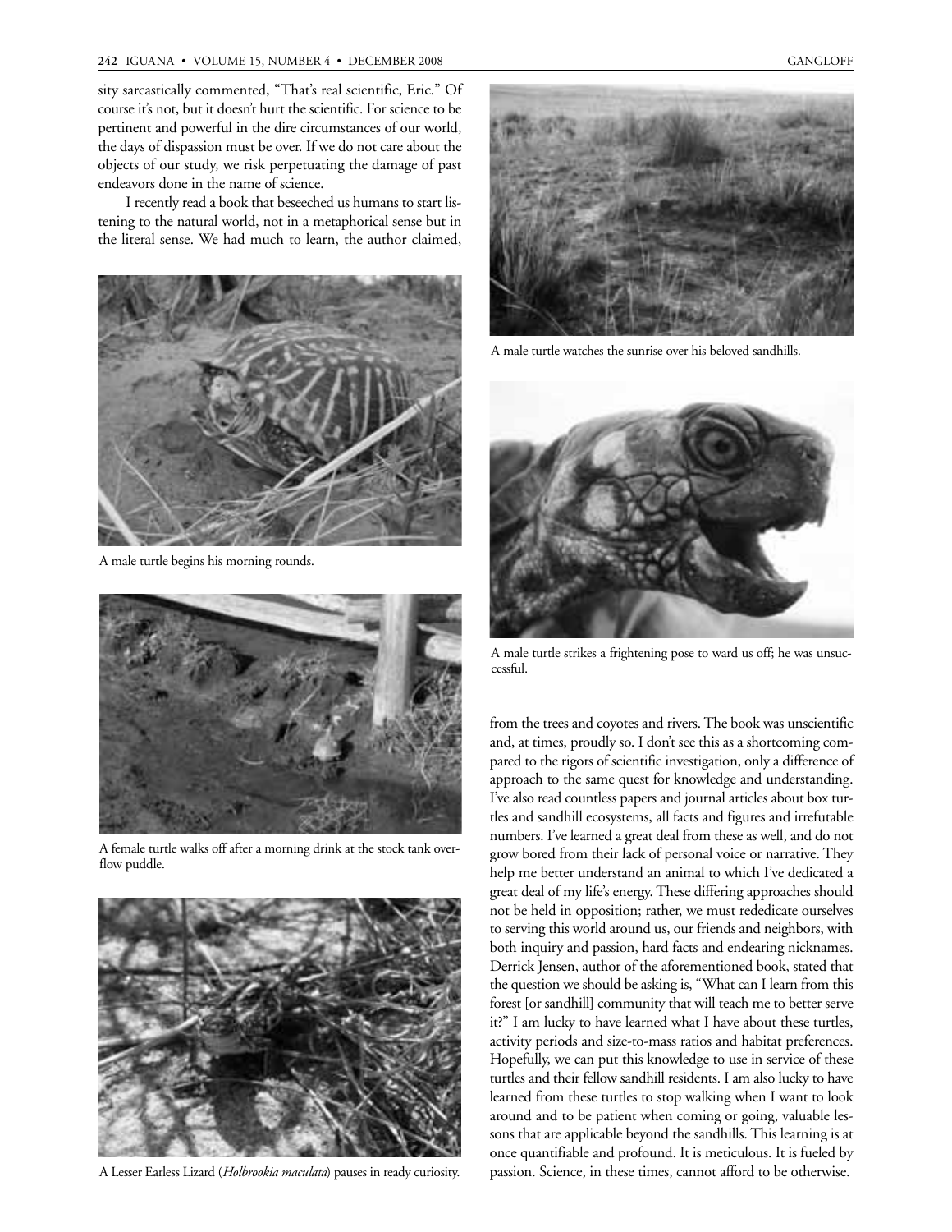sity sarcastically commented, "That's real scientific, Eric." Of course it's not, but it doesn't hurt the scientific. For science to be pertinent and powerful in the dire circumstances of our world, the days of dispassion must be over. If we do not care about the objects of our study, we risk perpetuating the damage of past endeavors done in the name of science.

I recently read a book that beseeched us humans to start listening to the natural world, not in a metaphorical sense but in the literal sense. We had much to learn, the author claimed, from the trees and coyotes and rivers. The book was unscientific and, at times, proudly so. I don't see this as a shortcoming compared to the rigors of scientific investigation, only a difference of approach to the same quest for knowledge and understanding. I've also read countless papers and journal articles about box turtles and sandhill ecosystems, all facts and figures and irrefutable numbers. I've learned a great deal from these as well, and do not grow bored from their lack of personal voice or narrative. They help me better understand an animal to which I've dedicated a great deal of my life's energy. These differing approaches should not be held in opposition; rather, we must rededicate ourselves to serving this world around us, our friends and neighbors, with both inquiry and passion, hard facts and endearing nicknames. Derrick Jensen, author of the aforementioned book, stated that the question we should be asking is, "What can I learn from this forest [or sandhill] community that will teach me to better serve it?" I am lucky to have learned what I have about these turtles, activity periods and size-to-mass ratios and habitat preferences. Hopefully, we can put this knowledge to use in service of these turtles and their fellow sandhill residents. I am also lucky to have learned from these turtles to stop walking when I want to look around and to be patient when coming or going, valuable lessons that are applicable beyond the sandhills. This learning is at once quantifiable and profound. It is meticulous. It is fueled by passion. Science, in these times, cannot afford to be otherwise.

A male turtle begins his morning rounds.

A female turtle walks off after a morning drink at the stock tank overflow puddle.

A Lesser Earless Lizard (*Holbrookia maculata*) pauses in ready curiosity.

A male turtle watches the sunrise over his beloved sandhills.

A male turtle strikes a frightening pose to ward us off; he was unsuccessful.